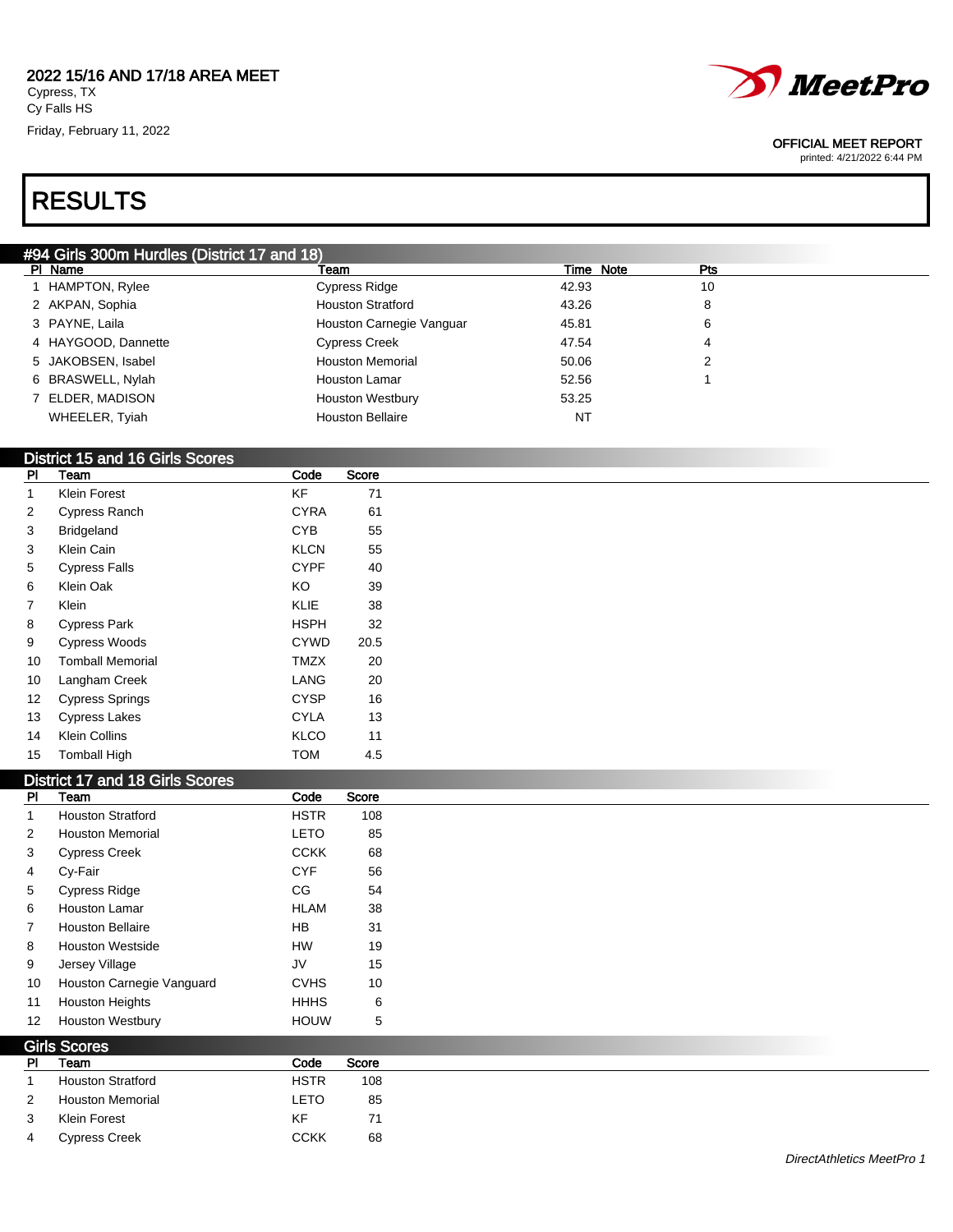**2022 15/16 AND 17/18 AREA MEET**
Cypress, TX
Cy Falls HS
Friday, February 11, 2022

MeetPro

OFFICIAL MEET REPORT
printed: 4/21/2022 6:44 PM

# RESULTS

## #94 Girls 300m Hurdles (District 17 and 18)

| Pl | Name | Team | Time | Note | Pts |
|---|---|---|---|---|---|
| 1 | HAMPTON, Rylee | Cypress Ridge | 42.93 | | 10 |
| 2 | AKPAN, Sophia | Houston Stratford | 43.26 | | 8 |
| 3 | PAYNE, Laila | Houston Carnegie Vanguar | 45.81 | | 6 |
| 4 | HAYGOOD, Dannette | Cypress Creek | 47.54 | | 4 |
| 5 | JAKOBSEN, Isabel | Houston Memorial | 50.06 | | 2 |
| 6 | BRASWELL, Nylah | Houston Lamar | 52.56 | | 1 |
| 7 | ELDER, MADISON | Houston Westbury | 53.25 | | |
| | WHEELER, Tyiah | Houston Bellaire | NT | | |

## District 15 and 16 Girls Scores

| Pl | Team | Code | Score |
|---|---|---|---|
| 1 | Klein Forest | KF | 71 |
| 2 | Cypress Ranch | CYRA | 61 |
| 3 | Bridgeland | CYB | 55 |
| 3 | Klein Cain | KLCN | 55 |
| 5 | Cypress Falls | CYPF | 40 |
| 6 | Klein Oak | KO | 39 |
| 7 | Klein | KLIE | 38 |
| 8 | Cypress Park | HSPH | 32 |
| 9 | Cypress Woods | CYWD | 20.5 |
| 10 | Tomball Memorial | TMZX | 20 |
| 10 | Langham Creek | LANG | 20 |
| 12 | Cypress Springs | CYSP | 16 |
| 13 | Cypress Lakes | CYLA | 13 |
| 14 | Klein Collins | KLCO | 11 |
| 15 | Tomball High | TOM | 4.5 |

## District 17 and 18 Girls Scores

| Pl | Team | Code | Score |
|---|---|---|---|
| 1 | Houston Stratford | HSTR | 108 |
| 2 | Houston Memorial | LETO | 85 |
| 3 | Cypress Creek | CCKK | 68 |
| 4 | Cy-Fair | CYF | 56 |
| 5 | Cypress Ridge | CG | 54 |
| 6 | Houston Lamar | HLAM | 38 |
| 7 | Houston Bellaire | HB | 31 |
| 8 | Houston Westside | HW | 19 |
| 9 | Jersey Village | JV | 15 |
| 10 | Houston Carnegie Vanguard | CVHS | 10 |
| 11 | Houston Heights | HHHS | 6 |
| 12 | Houston Westbury | HOUW | 5 |

## Girls Scores

| Pl | Team | Code | Score |
|---|---|---|---|
| 1 | Houston Stratford | HSTR | 108 |
| 2 | Houston Memorial | LETO | 85 |
| 3 | Klein Forest | KF | 71 |
| 4 | Cypress Creek | CCKK | 68 |

*DirectAthletics MeetPro 1*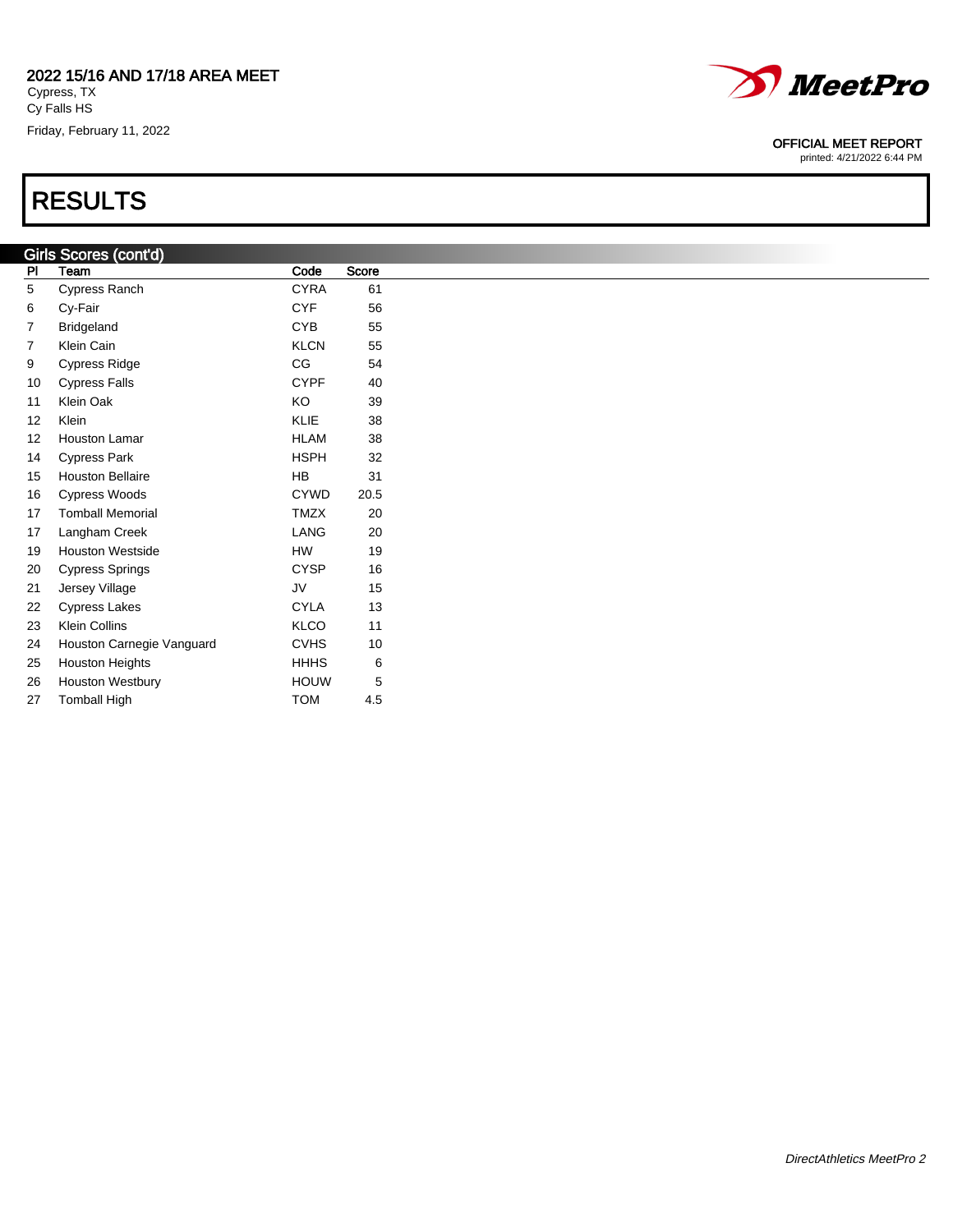# RESULTS

## Girls Scores (cont'd)

| Pl | Team | Code | Score |
|---|---|---|---|
| 5 | Cypress Ranch | CYRA | 61 |
| 6 | Cy-Fair | CYF | 56 |
| 7 | Bridgeland | CYB | 55 |
| 7 | Klein Cain | KLCN | 55 |
| 9 | Cypress Ridge | CG | 54 |
| 10 | Cypress Falls | CYPF | 40 |
| 11 | Klein Oak | KO | 39 |
| 12 | Klein | KLIE | 38 |
| 12 | Houston Lamar | HLAM | 38 |
| 14 | Cypress Park | HSPH | 32 |
| 15 | Houston Bellaire | HB | 31 |
| 16 | Cypress Woods | CYWD | 20.5 |
| 17 | Tomball Memorial | TMZX | 20 |
| 17 | Langham Creek | LANG | 20 |
| 19 | Houston Westside | HW | 19 |
| 20 | Cypress Springs | CYSP | 16 |
| 21 | Jersey Village | JV | 15 |
| 22 | Cypress Lakes | CYLA | 13 |
| 23 | Klein Collins | KLCO | 11 |
| 24 | Houston Carnegie Vanguard | CVHS | 10 |
| 25 | Houston Heights | HHHS | 6 |
| 26 | Houston Westbury | HOUW | 5 |
| 27 | Tomball High | TOM | 4.5 |